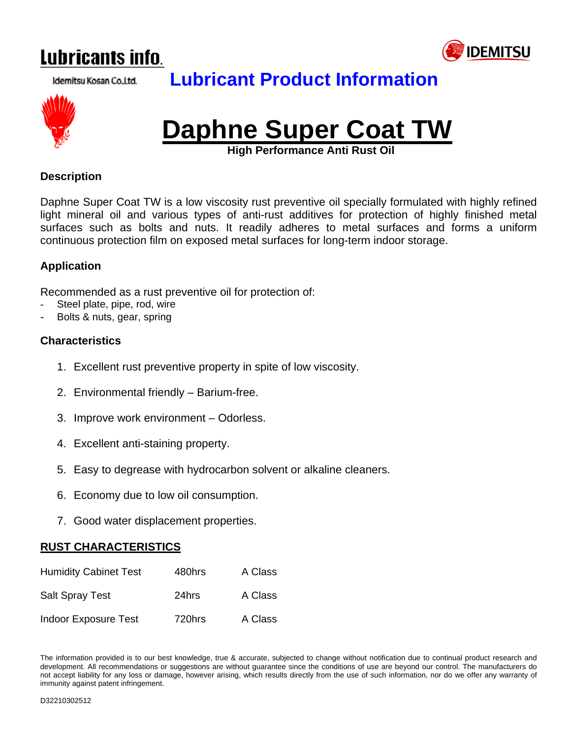Lubricants info.

Idemitsu Kosan Co.,Ltd.

IDEMITSU

## Lubricant Product Information

# Daphne Super Coat TW

**High Performance Anti Rust Oil**

### Description

Daphne Super Coat TW is a low viscosity rust preventive oil specially formulated with highly refined light mineral oil and various types of anti-rust additives for protection of highly finished metal surfaces such as bolts and nuts. It readily adheres to metal surfaces and forms a uniform continuous protection film on exposed metal surfaces for long-term indoor storage.

### Application

Recommended as a rust preventive oil for protection of:

- Steel plate, pipe, rod, wire
- Bolts & nuts, gear, spring

### Characteristics

1. Excellent rust preventive property in spite of low viscosity.
2. Environmental friendly – Barium-free.
3. Improve work environment – Odorless.
4. Excellent anti-staining property.
5. Easy to degrease with hydrocarbon solvent or alkaline cleaners.
6. Economy due to low oil consumption.
7. Good water displacement properties.

### RUST CHARACTERISTICS

| Test | Duration | Result |
|---|---|---|
| Humidity Cabinet Test | 480hrs | A Class |
| Salt Spray Test | 24hrs | A Class |
| Indoor Exposure Test | 720hrs | A Class |

The information provided is to our best knowledge, true & accurate, subjected to change without notification due to continual product research and development. All recommendations or suggestions are without guarantee since the conditions of use are beyond our control. The manufacturers do not accept liability for any loss or damage, however arising, which results directly from the use of such information, nor do we offer any warranty of immunity against patent infringement.

D32210302512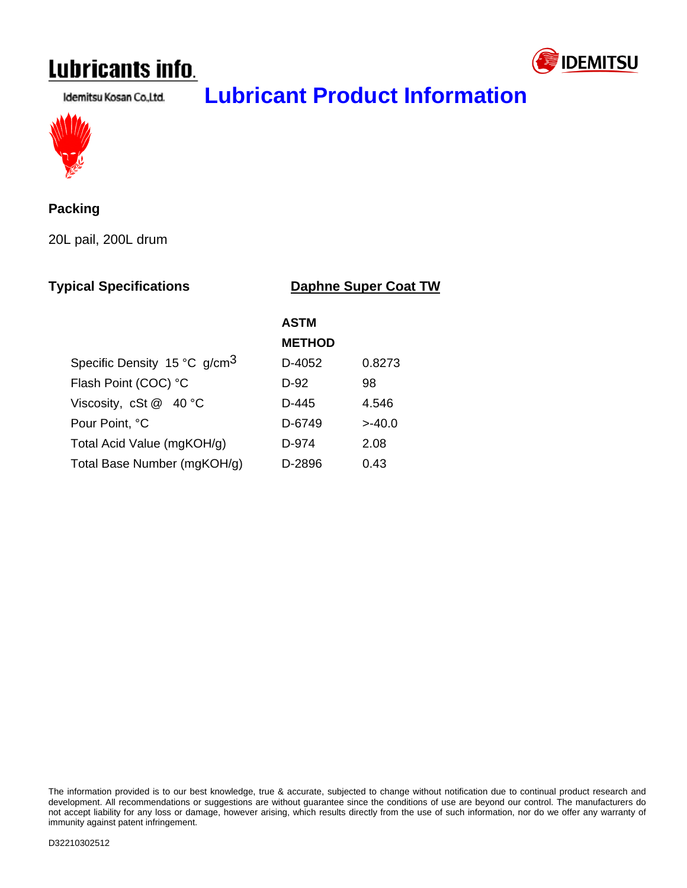# Lubricants info.

Idemitsu Kosan Co.,Ltd.

## Lubricant Product Information

### Packing

20L pail, 200L drum

### Typical Specifications

**Daphne Super Coat TW**

| | ASTM METHOD | |
|---|---|---|
| Specific Density 15 °C g/cm$^3$ | D-4052 | 0.8273 |
| Flash Point (COC) °C | D-92 | 98 |
| Viscosity, cSt @ 40 °C | D-445 | 4.546 |
| Pour Point, °C | D-6749 | >-40.0 |
| Total Acid Value (mgKOH/g) | D-974 | 2.08 |
| Total Base Number (mgKOH/g) | D-2896 | 0.43 |

The information provided is to our best knowledge, true & accurate, subjected to change without notification due to continual product research and development. All recommendations or suggestions are without guarantee since the conditions of use are beyond our control. The manufacturers do not accept liability for any loss or damage, however arising, which results directly from the use of such information, nor do we offer any warranty of immunity against patent infringement.

D32210302512